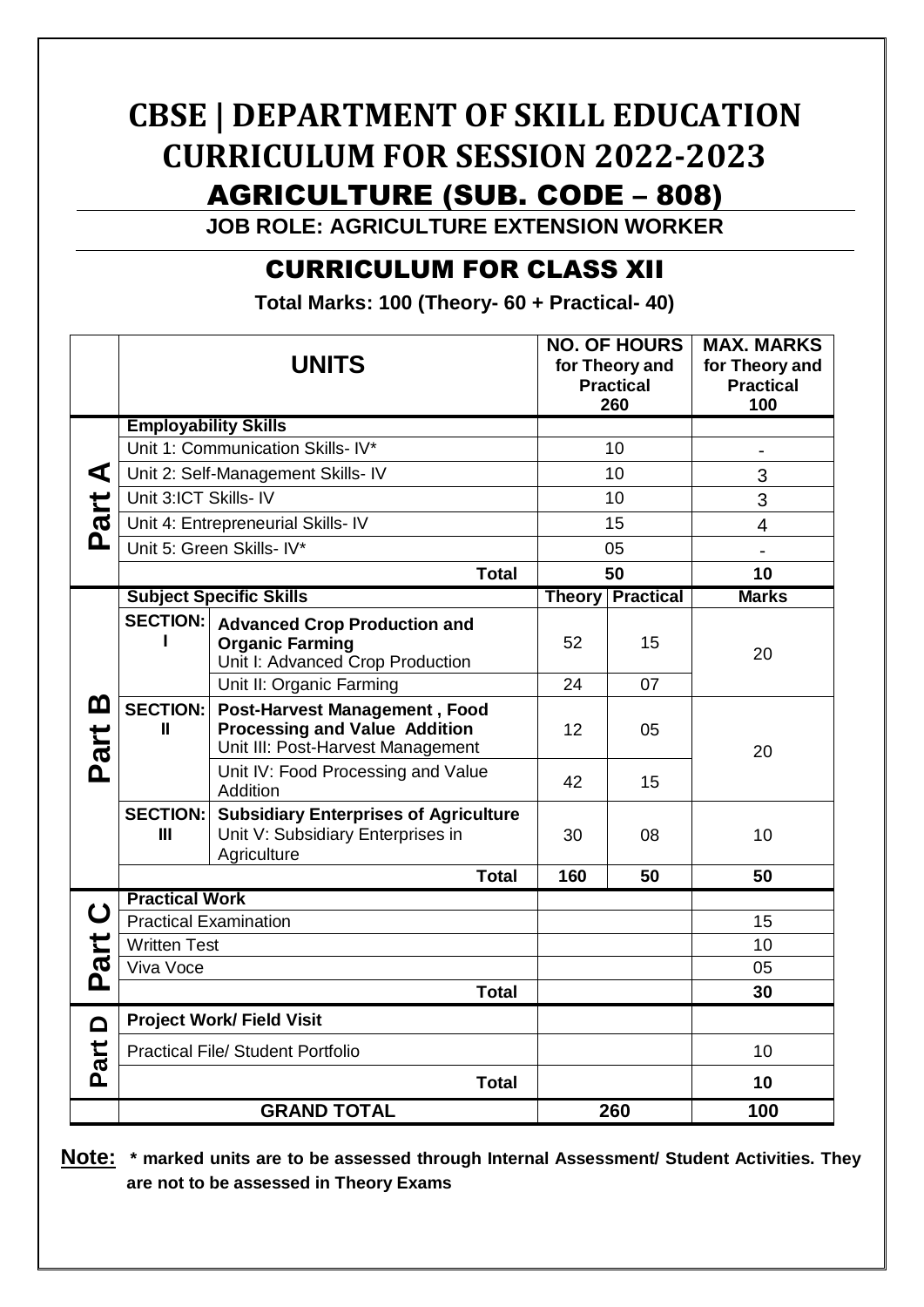# CBSE | DEPARTMENT OF SKILL EDUCATION
# CURRICULUM FOR SESSION 2022-2023
## AGRICULTURE (SUB. CODE – 808)

**JOB ROLE: AGRICULTURE EXTENSION WORKER**

## CURRICULUM FOR CLASS XII

**Total Marks: 100 (Theory- 60 + Practical- 40)**

| | UNITS | | NO. OF HOURS for Theory and Practical 260 | | MAX. MARKS for Theory and Practical 100 |
|---|---|---|---|---|---|
| Part A | **Employability Skills** | | | | |
| | Unit 1: Communication Skills- IV* | | 10 | | - |
| | Unit 2: Self-Management Skills- IV | | 10 | | 3 |
| | Unit 3:ICT Skills- IV | | 10 | | 3 |
| | Unit 4: Entrepreneurial Skills- IV | | 15 | | 4 |
| | Unit 5: Green Skills- IV* | | 05 | | - |
| | | **Total** | 50 | | **10** |
| Part B | **Subject Specific Skills** | | **Theory** | **Practical** | **Marks** |
| | **SECTION: I** | **Advanced Crop Production and Organic Farming** Unit I: Advanced Crop Production | 52 | 15 | 20 |
| | | Unit II: Organic Farming | 24 | 07 | |
| | **SECTION: II** | **Post-Harvest Management , Food Processing and Value Addition** Unit III: Post-Harvest Management | 12 | 05 | 20 |
| | | Unit IV: Food Processing and Value Addition | 42 | 15 | |
| | **SECTION: III** | **Subsidiary Enterprises of Agriculture** Unit V: Subsidiary Enterprises in Agriculture | 30 | 08 | 10 |
| | | **Total** | **160** | **50** | **50** |
| Part C | **Practical Work** | | | | |
| | Practical Examination | | | | 15 |
| | Written Test | | | | 10 |
| | Viva Voce | | | | 05 |
| | | **Total** | | | **30** |
| Part D | **Project Work/ Field Visit** | | | | |
| | Practical File/ Student Portfolio | | | | 10 |
| | | **Total** | | | **10** |
| | **GRAND TOTAL** | | **260** | | **100** |

**Note: * marked units are to be assessed through Internal Assessment/ Student Activities. They are not to be assessed in Theory Exams**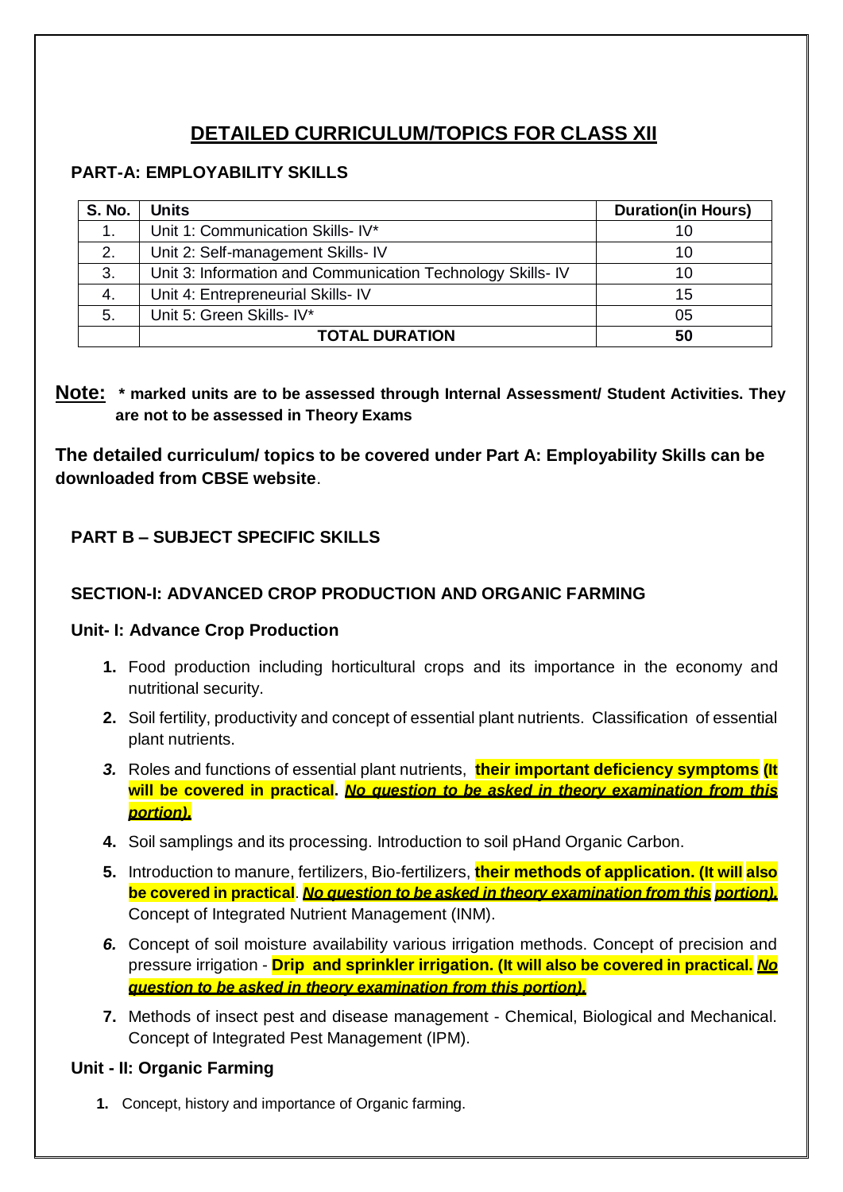# DETAILED CURRICULUM/TOPICS FOR CLASS XII

### PART-A: EMPLOYABILITY SKILLS

| S. No. | Units | Duration(in Hours) |
|---|---|---|
| 1. | Unit 1: Communication Skills- IV* | 10 |
| 2. | Unit 2: Self-management Skills- IV | 10 |
| 3. | Unit 3: Information and Communication Technology Skills- IV | 10 |
| 4. | Unit 4: Entrepreneurial Skills- IV | 15 |
| 5. | Unit 5: Green Skills- IV* | 05 |
| | **TOTAL DURATION** | **50** |

**Note:** *** marked units are to be assessed through Internal Assessment/ Student Activities. They are not to be assessed in Theory Exams**

**The detailed curriculum/ topics to be covered under Part A: Employability Skills can be downloaded from CBSE website**.

### PART B – SUBJECT SPECIFIC SKILLS

### SECTION-I: ADVANCED CROP PRODUCTION AND ORGANIC FARMING

**Unit- I: Advance Crop Production**

1. Food production including horticultural crops and its importance in the economy and nutritional security.
2. Soil fertility, productivity and concept of essential plant nutrients. Classification of essential plant nutrients.
3. Roles and functions of essential plant nutrients, **their important deficiency symptoms (It will be covered in practical.** ***No question to be asked in theory examination from this portion).***
4. Soil samplings and its processing. Introduction to soil pHand Organic Carbon.
5. Introduction to manure, fertilizers, Bio-fertilizers, **their methods of application. (It will also be covered in practical**. ***No question to be asked in theory examination from this portion).*** Concept of Integrated Nutrient Management (INM).
6. Concept of soil moisture availability various irrigation methods. Concept of precision and pressure irrigation - **Drip and sprinkler irrigation. (It will also be covered in practical.** ***No question to be asked in theory examination from this portion).***
7. Methods of insect pest and disease management - Chemical, Biological and Mechanical. Concept of Integrated Pest Management (IPM).

**Unit - II: Organic Farming**

1. Concept, history and importance of Organic farming.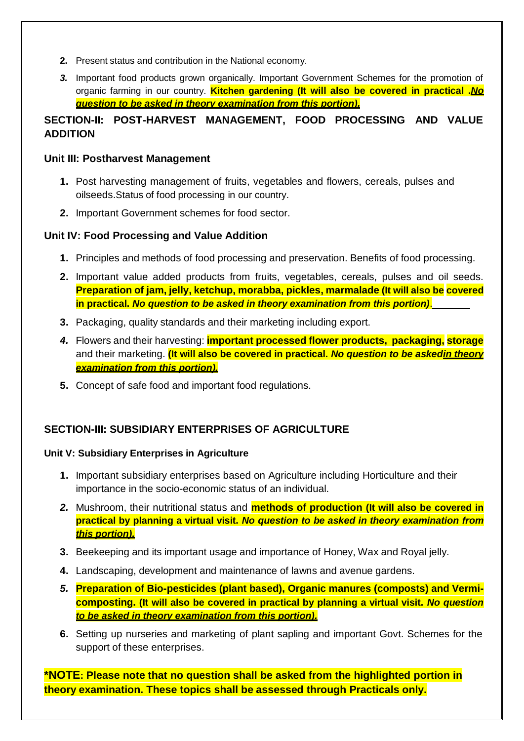2. Present status and contribution in the National economy.
3. Important food products grown organically. Important Government Schemes for the promotion of organic farming in our country. **Kitchen gardening (It will also be covered in practical .*No question to be asked in theory examination from this portion).***

## SECTION-II: POST-HARVEST MANAGEMENT, FOOD PROCESSING AND VALUE ADDITION

### Unit III: Postharvest Management

1. Post harvesting management of fruits, vegetables and flowers, cereals, pulses and oilseeds.Status of food processing in our country.
2. Important Government schemes for food sector.

### Unit IV: Food Processing and Value Addition

1. Principles and methods of food processing and preservation. Benefits of food processing.
2. Important value added products from fruits, vegetables, cereals, pulses and oil seeds. **Preparation of jam, jelly, ketchup, morabba, pickles, marmalade (It will also be covered in practical. *No question to be asked in theory examination from this portion)*.**
3. Packaging, quality standards and their marketing including export.
4. Flowers and their harvesting: **important processed flower products, packaging, storage** and their marketing. **(It will also be covered in practical. *No question to be askedin theory examination from this portion).***
5. Concept of safe food and important food regulations.

## SECTION-III: SUBSIDIARY ENTERPRISES OF AGRICULTURE

### Unit V: Subsidiary Enterprises in Agriculture

1. Important subsidiary enterprises based on Agriculture including Horticulture and their importance in the socio-economic status of an individual.
2. Mushroom, their nutritional status and **methods of production (It will also be covered in practical by planning a virtual visit. *No question to be asked in theory examination from this portion).***
3. Beekeeping and its important usage and importance of Honey, Wax and Royal jelly.
4. Landscaping, development and maintenance of lawns and avenue gardens.
5. **Preparation of Bio-pesticides (plant based), Organic manures (composts) and Vermi-composting. (It will also be covered in practical by planning a virtual visit. *No question to be asked in theory examination from this portion).***
6. Setting up nurseries and marketing of plant sapling and important Govt. Schemes for the support of these enterprises.

**\*NOTE: Please note that no question shall be asked from the highlighted portion in theory examination. These topics shall be assessed through Practicals only.**